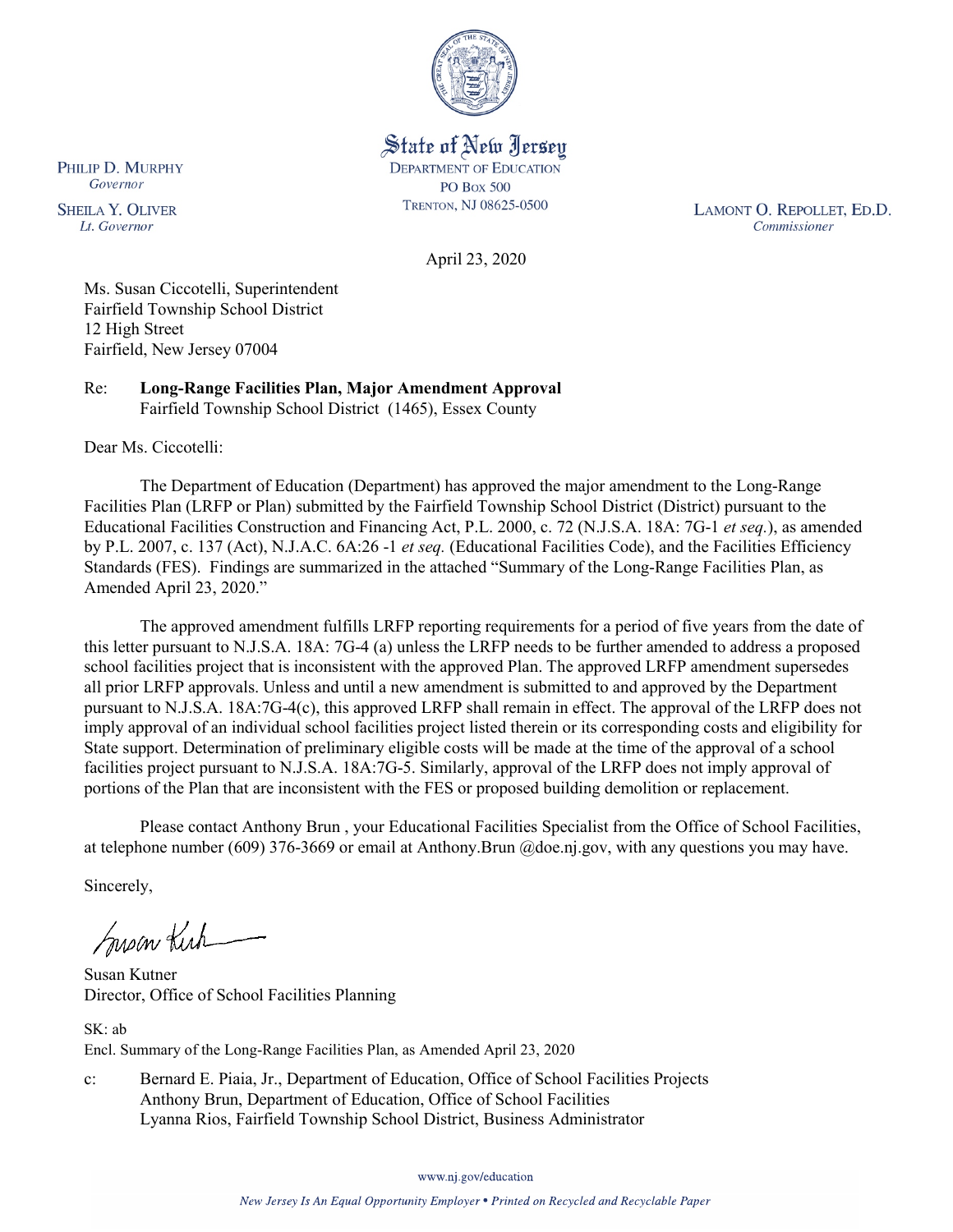State of New Jersey
DEPARTMENT OF EDUCATION
PO Box 500
TRENTON, NJ 08625-0500

PHILIP D. MURPHY
*Governor*

SHEILA Y. OLIVER
*Lt. Governor*

LAMONT O. REPOLLET, ED.D.
*Commissioner*

April 23, 2020

Ms. Susan Ciccotelli, Superintendent
Fairfield Township School District
12 High Street
Fairfield, New Jersey 07004

Re: **Long-Range Facilities Plan, Major Amendment Approval**
Fairfield Township School District (1465), Essex County

Dear Ms. Ciccotelli:

The Department of Education (Department) has approved the major amendment to the Long-Range Facilities Plan (LRFP or Plan) submitted by the Fairfield Township School District (District) pursuant to the Educational Facilities Construction and Financing Act, P.L. 2000, c. 72 (N.J.S.A. 18A: 7G-1 *et seq.*), as amended by P.L. 2007, c. 137 (Act), N.J.A.C. 6A:26 -1 *et seq.* (Educational Facilities Code), and the Facilities Efficiency Standards (FES). Findings are summarized in the attached "Summary of the Long-Range Facilities Plan, as Amended April 23, 2020."

The approved amendment fulfills LRFP reporting requirements for a period of five years from the date of this letter pursuant to N.J.S.A. 18A: 7G-4 (a) unless the LRFP needs to be further amended to address a proposed school facilities project that is inconsistent with the approved Plan. The approved LRFP amendment supersedes all prior LRFP approvals. Unless and until a new amendment is submitted to and approved by the Department pursuant to N.J.S.A. 18A:7G-4(c), this approved LRFP shall remain in effect. The approval of the LRFP does not imply approval of an individual school facilities project listed therein or its corresponding costs and eligibility for State support. Determination of preliminary eligible costs will be made at the time of the approval of a school facilities project pursuant to N.J.S.A. 18A:7G-5. Similarly, approval of the LRFP does not imply approval of portions of the Plan that are inconsistent with the FES or proposed building demolition or replacement.

Please contact Anthony Brun , your Educational Facilities Specialist from the Office of School Facilities, at telephone number (609) 376-3669 or email at Anthony.Brun @doe.nj.gov, with any questions you may have.

Sincerely,

Susan Kutner
Director, Office of School Facilities Planning

SK: ab
Encl. Summary of the Long-Range Facilities Plan, as Amended April 23, 2020

c: Bernard E. Piaia, Jr., Department of Education, Office of School Facilities Projects
Anthony Brun, Department of Education, Office of School Facilities
Lyanna Rios, Fairfield Township School District, Business Administrator

www.nj.gov/education

*New Jersey Is An Equal Opportunity Employer • Printed on Recycled and Recyclable Paper*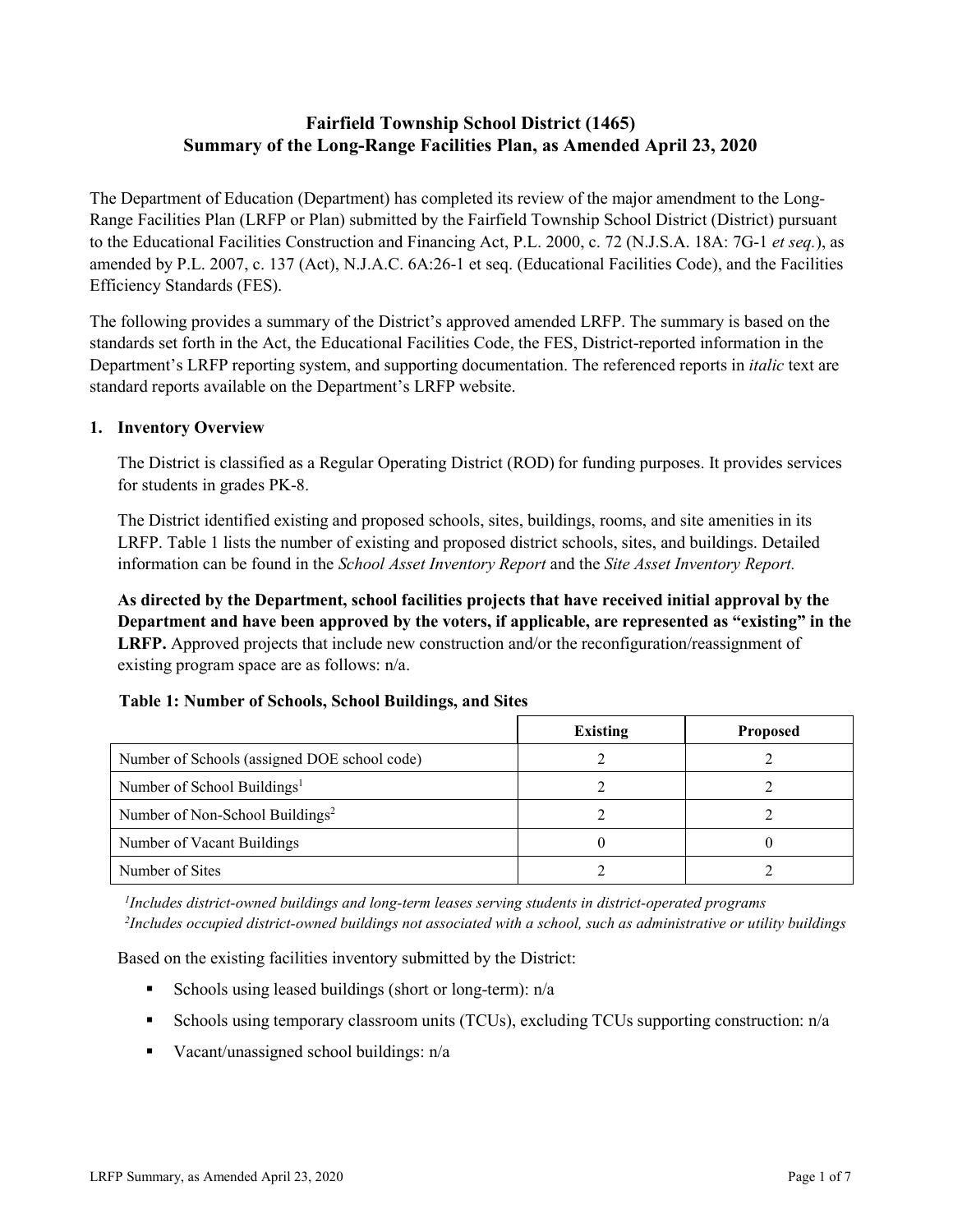# Fairfield Township School District (1465)
# Summary of the Long-Range Facilities Plan, as Amended April 23, 2020

The Department of Education (Department) has completed its review of the major amendment to the Long-Range Facilities Plan (LRFP or Plan) submitted by the Fairfield Township School District (District) pursuant to the Educational Facilities Construction and Financing Act, P.L. 2000, c. 72 (N.J.S.A. 18A: 7G-1 *et seq.*), as amended by P.L. 2007, c. 137 (Act), N.J.A.C. 6A:26-1 et seq. (Educational Facilities Code), and the Facilities Efficiency Standards (FES).

The following provides a summary of the District's approved amended LRFP. The summary is based on the standards set forth in the Act, the Educational Facilities Code, the FES, District-reported information in the Department's LRFP reporting system, and supporting documentation. The referenced reports in *italic* text are standard reports available on the Department's LRFP website.

## 1. Inventory Overview

The District is classified as a Regular Operating District (ROD) for funding purposes. It provides services for students in grades PK-8.

The District identified existing and proposed schools, sites, buildings, rooms, and site amenities in its LRFP. Table 1 lists the number of existing and proposed district schools, sites, and buildings. Detailed information can be found in the *School Asset Inventory Report* and the *Site Asset Inventory Report.*

**As directed by the Department, school facilities projects that have received initial approval by the Department and have been approved by the voters, if applicable, are represented as "existing" in the LRFP.** Approved projects that include new construction and/or the reconfiguration/reassignment of existing program space are as follows: n/a.

**Table 1: Number of Schools, School Buildings, and Sites**

| | Existing | Proposed |
|---|---|---|
| Number of Schools (assigned DOE school code) | 2 | 2 |
| Number of School Buildings[1] | 2 | 2 |
| Number of Non-School Buildings[2] | 2 | 2 |
| Number of Vacant Buildings | 0 | 0 |
| Number of Sites | 2 | 2 |

*[1]Includes district-owned buildings and long-term leases serving students in district-operated programs*
*[2]Includes occupied district-owned buildings not associated with a school, such as administrative or utility buildings*

Based on the existing facilities inventory submitted by the District:

- Schools using leased buildings (short or long-term): n/a
- Schools using temporary classroom units (TCUs), excluding TCUs supporting construction: n/a
- Vacant/unassigned school buildings: n/a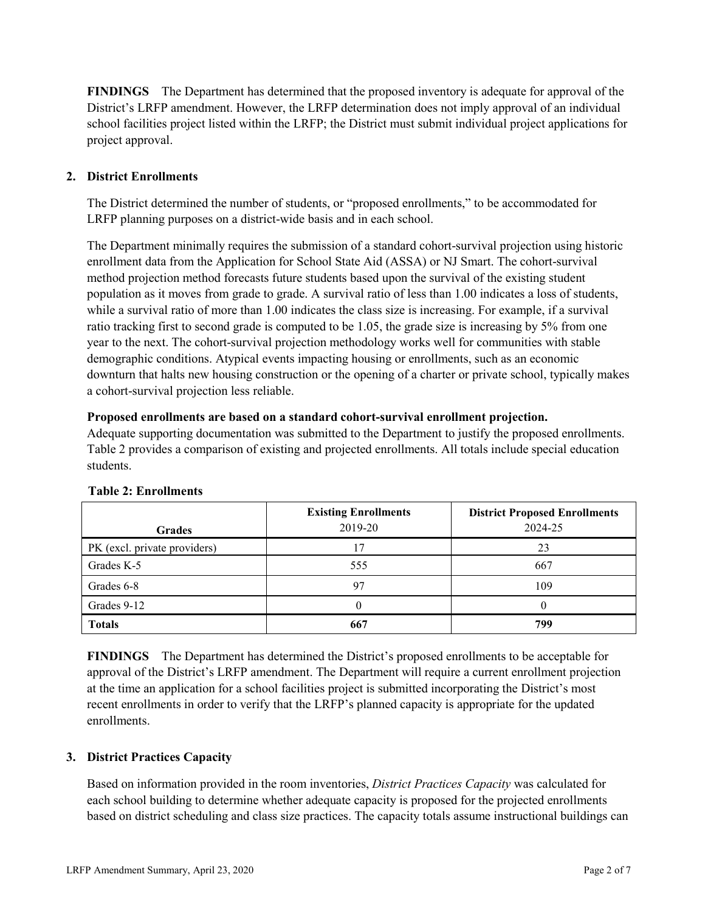**FINDINGS** The Department has determined that the proposed inventory is adequate for approval of the District's LRFP amendment. However, the LRFP determination does not imply approval of an individual school facilities project listed within the LRFP; the District must submit individual project applications for project approval.

## 2. District Enrollments

The District determined the number of students, or "proposed enrollments," to be accommodated for LRFP planning purposes on a district-wide basis and in each school.

The Department minimally requires the submission of a standard cohort-survival projection using historic enrollment data from the Application for School State Aid (ASSA) or NJ Smart. The cohort-survival method projection method forecasts future students based upon the survival of the existing student population as it moves from grade to grade. A survival ratio of less than 1.00 indicates a loss of students, while a survival ratio of more than 1.00 indicates the class size is increasing. For example, if a survival ratio tracking first to second grade is computed to be 1.05, the grade size is increasing by 5% from one year to the next. The cohort-survival projection methodology works well for communities with stable demographic conditions. Atypical events impacting housing or enrollments, such as an economic downturn that halts new housing construction or the opening of a charter or private school, typically makes a cohort-survival projection less reliable.

**Proposed enrollments are based on a standard cohort-survival enrollment projection.**
Adequate supporting documentation was submitted to the Department to justify the proposed enrollments. Table 2 provides a comparison of existing and projected enrollments. All totals include special education students.

**Table 2: Enrollments**

| Grades | Existing Enrollments 2019-20 | District Proposed Enrollments 2024-25 |
|---|---|---|
| PK (excl. private providers) | 17 | 23 |
| Grades K-5 | 555 | 667 |
| Grades 6-8 | 97 | 109 |
| Grades 9-12 | 0 | 0 |
| **Totals** | **667** | **799** |

**FINDINGS** The Department has determined the District's proposed enrollments to be acceptable for approval of the District's LRFP amendment. The Department will require a current enrollment projection at the time an application for a school facilities project is submitted incorporating the District's most recent enrollments in order to verify that the LRFP's planned capacity is appropriate for the updated enrollments.

## 3. District Practices Capacity

Based on information provided in the room inventories, *District Practices Capacity* was calculated for each school building to determine whether adequate capacity is proposed for the projected enrollments based on district scheduling and class size practices. The capacity totals assume instructional buildings can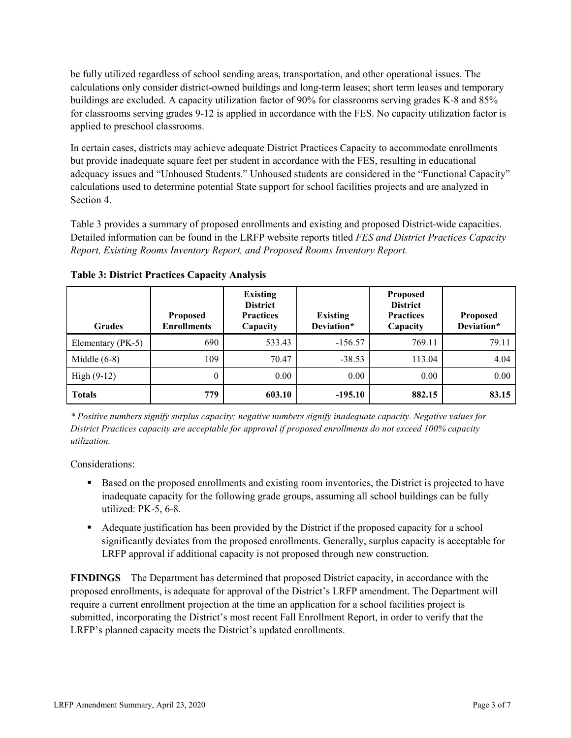be fully utilized regardless of school sending areas, transportation, and other operational issues. The calculations only consider district-owned buildings and long-term leases; short term leases and temporary buildings are excluded. A capacity utilization factor of 90% for classrooms serving grades K-8 and 85% for classrooms serving grades 9-12 is applied in accordance with the FES. No capacity utilization factor is applied to preschool classrooms.

In certain cases, districts may achieve adequate District Practices Capacity to accommodate enrollments but provide inadequate square feet per student in accordance with the FES, resulting in educational adequacy issues and "Unhoused Students." Unhoused students are considered in the "Functional Capacity" calculations used to determine potential State support for school facilities projects and are analyzed in Section 4.

Table 3 provides a summary of proposed enrollments and existing and proposed District-wide capacities. Detailed information can be found in the LRFP website reports titled *FES and District Practices Capacity Report, Existing Rooms Inventory Report, and Proposed Rooms Inventory Report.*

**Table 3: District Practices Capacity Analysis**

| Grades | Proposed Enrollments | Existing District Practices Capacity | Existing Deviation* | Proposed District Practices Capacity | Proposed Deviation* |
|---|---|---|---|---|---|
| Elementary (PK-5) | 690 | 533.43 | -156.57 | 769.11 | 79.11 |
| Middle (6-8) | 109 | 70.47 | -38.53 | 113.04 | 4.04 |
| High (9-12) | 0 | 0.00 | 0.00 | 0.00 | 0.00 |
| **Totals** | **779** | **603.10** | **-195.10** | **882.15** | **83.15** |

*\* Positive numbers signify surplus capacity; negative numbers signify inadequate capacity. Negative values for District Practices capacity are acceptable for approval if proposed enrollments do not exceed 100% capacity utilization.*

Considerations:

- Based on the proposed enrollments and existing room inventories, the District is projected to have inadequate capacity for the following grade groups, assuming all school buildings can be fully utilized: PK-5, 6-8.
- Adequate justification has been provided by the District if the proposed capacity for a school significantly deviates from the proposed enrollments. Generally, surplus capacity is acceptable for LRFP approval if additional capacity is not proposed through new construction.

**FINDINGS** The Department has determined that proposed District capacity, in accordance with the proposed enrollments, is adequate for approval of the District's LRFP amendment. The Department will require a current enrollment projection at the time an application for a school facilities project is submitted, incorporating the District's most recent Fall Enrollment Report, in order to verify that the LRFP's planned capacity meets the District's updated enrollments.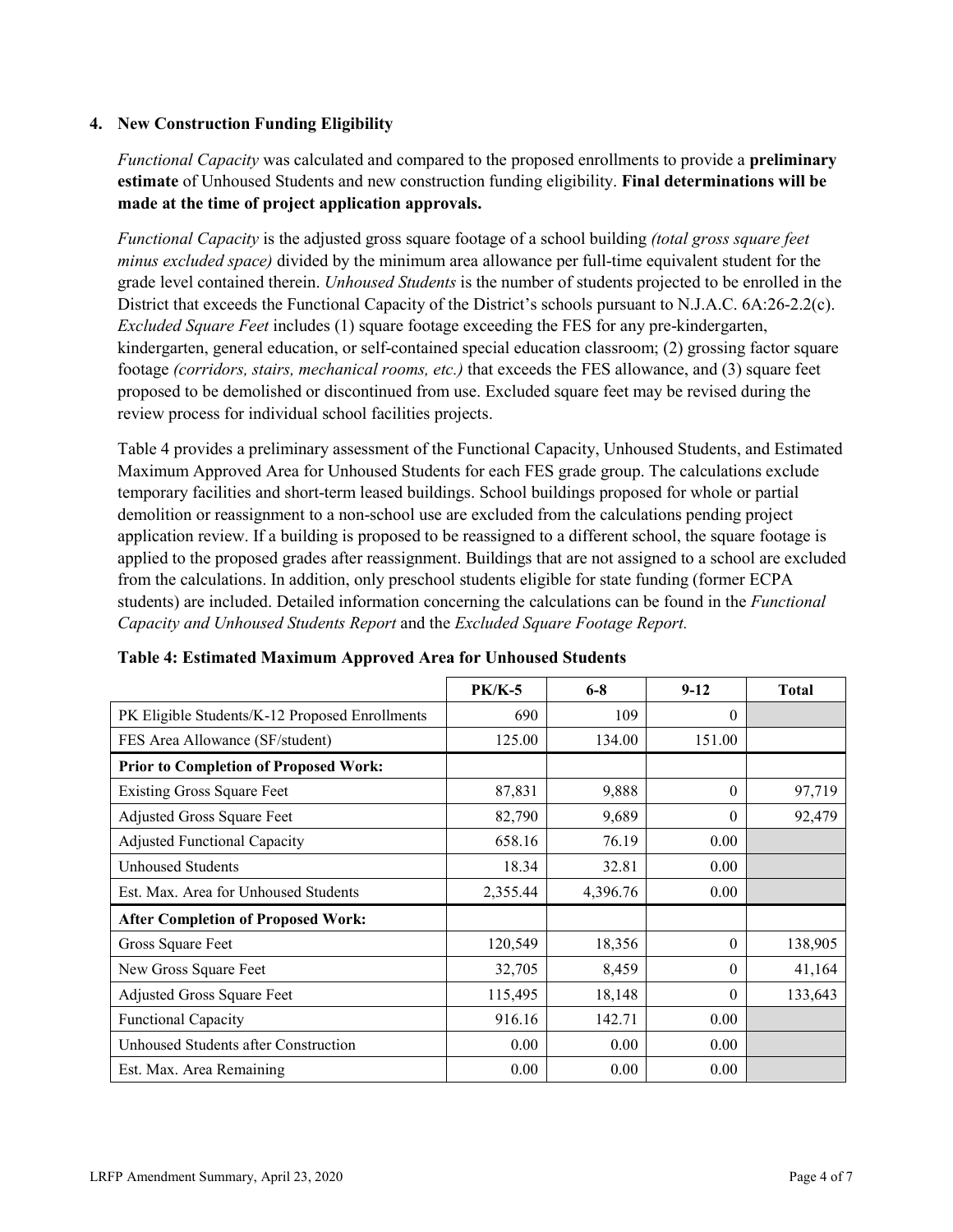### 4. New Construction Funding Eligibility

*Functional Capacity* was calculated and compared to the proposed enrollments to provide a **preliminary estimate** of Unhoused Students and new construction funding eligibility. **Final determinations will be made at the time of project application approvals.**

*Functional Capacity* is the adjusted gross square footage of a school building *(total gross square feet minus excluded space)* divided by the minimum area allowance per full-time equivalent student for the grade level contained therein. *Unhoused Students* is the number of students projected to be enrolled in the District that exceeds the Functional Capacity of the District's schools pursuant to N.J.A.C. 6A:26-2.2(c). *Excluded Square Feet* includes (1) square footage exceeding the FES for any pre-kindergarten, kindergarten, general education, or self-contained special education classroom; (2) grossing factor square footage *(corridors, stairs, mechanical rooms, etc.)* that exceeds the FES allowance, and (3) square feet proposed to be demolished or discontinued from use. Excluded square feet may be revised during the review process for individual school facilities projects.

Table 4 provides a preliminary assessment of the Functional Capacity, Unhoused Students, and Estimated Maximum Approved Area for Unhoused Students for each FES grade group. The calculations exclude temporary facilities and short-term leased buildings. School buildings proposed for whole or partial demolition or reassignment to a non-school use are excluded from the calculations pending project application review. If a building is proposed to be reassigned to a different school, the square footage is applied to the proposed grades after reassignment. Buildings that are not assigned to a school are excluded from the calculations. In addition, only preschool students eligible for state funding (former ECPA students) are included. Detailed information concerning the calculations can be found in the *Functional Capacity and Unhoused Students Report* and the *Excluded Square Footage Report.*

**Table 4: Estimated Maximum Approved Area for Unhoused Students**

| | PK/K-5 | 6-8 | 9-12 | Total |
|---|---|---|---|---|
| PK Eligible Students/K-12 Proposed Enrollments | 690 | 109 | 0 | |
| FES Area Allowance (SF/student) | 125.00 | 134.00 | 151.00 | |
| **Prior to Completion of Proposed Work:** | | | | |
| Existing Gross Square Feet | 87,831 | 9,888 | 0 | 97,719 |
| Adjusted Gross Square Feet | 82,790 | 9,689 | 0 | 92,479 |
| Adjusted Functional Capacity | 658.16 | 76.19 | 0.00 | |
| Unhoused Students | 18.34 | 32.81 | 0.00 | |
| Est. Max. Area for Unhoused Students | 2,355.44 | 4,396.76 | 0.00 | |
| **After Completion of Proposed Work:** | | | | |
| Gross Square Feet | 120,549 | 18,356 | 0 | 138,905 |
| New Gross Square Feet | 32,705 | 8,459 | 0 | 41,164 |
| Adjusted Gross Square Feet | 115,495 | 18,148 | 0 | 133,643 |
| Functional Capacity | 916.16 | 142.71 | 0.00 | |
| Unhoused Students after Construction | 0.00 | 0.00 | 0.00 | |
| Est. Max. Area Remaining | 0.00 | 0.00 | 0.00 | |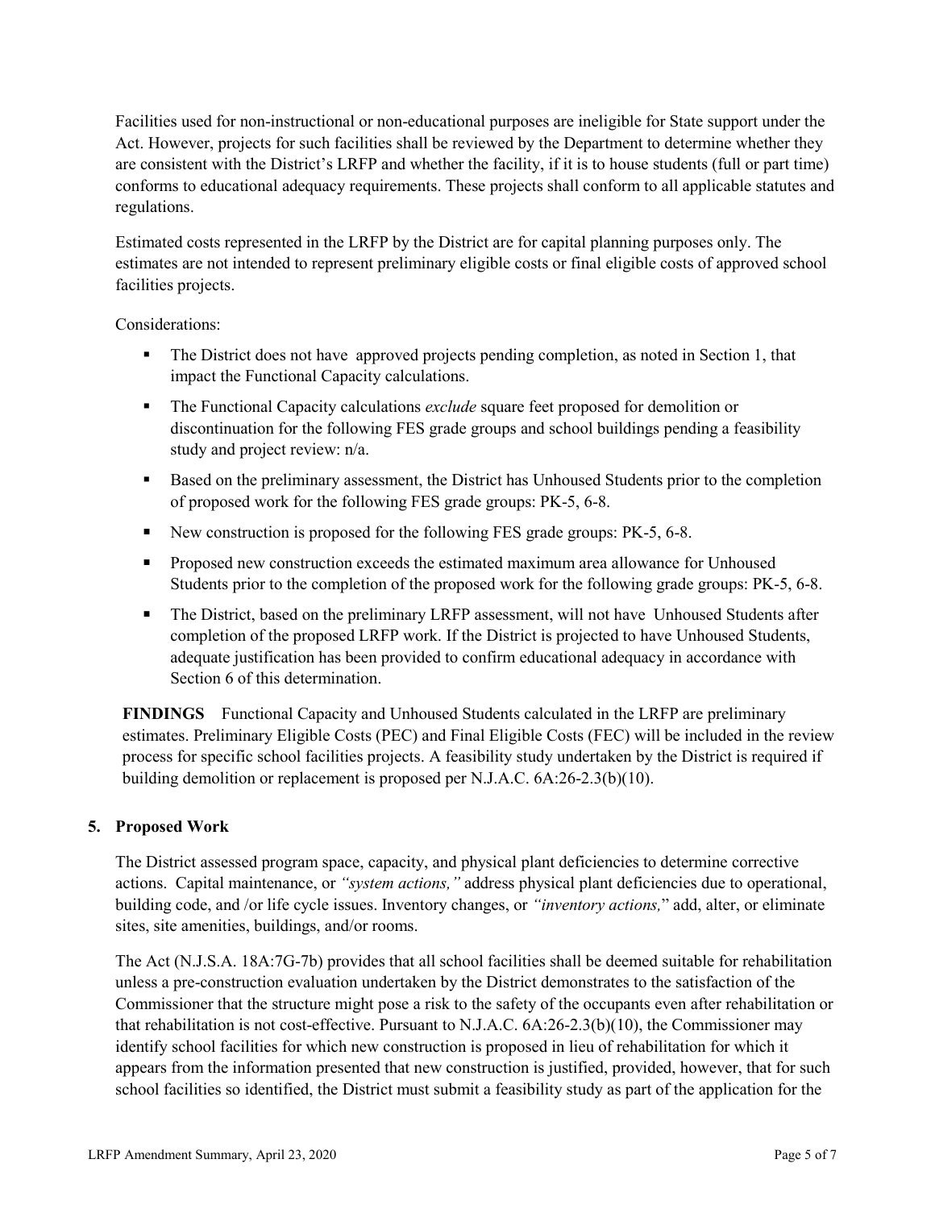Facilities used for non-instructional or non-educational purposes are ineligible for State support under the Act. However, projects for such facilities shall be reviewed by the Department to determine whether they are consistent with the District's LRFP and whether the facility, if it is to house students (full or part time) conforms to educational adequacy requirements. These projects shall conform to all applicable statutes and regulations.

Estimated costs represented in the LRFP by the District are for capital planning purposes only. The estimates are not intended to represent preliminary eligible costs or final eligible costs of approved school facilities projects.

Considerations:

- The District does not have approved projects pending completion, as noted in Section 1, that impact the Functional Capacity calculations.
- The Functional Capacity calculations *exclude* square feet proposed for demolition or discontinuation for the following FES grade groups and school buildings pending a feasibility study and project review: n/a.
- Based on the preliminary assessment, the District has Unhoused Students prior to the completion of proposed work for the following FES grade groups: PK-5, 6-8.
- New construction is proposed for the following FES grade groups: PK-5, 6-8.
- Proposed new construction exceeds the estimated maximum area allowance for Unhoused Students prior to the completion of the proposed work for the following grade groups: PK-5, 6-8.
- The District, based on the preliminary LRFP assessment, will not have Unhoused Students after completion of the proposed LRFP work. If the District is projected to have Unhoused Students, adequate justification has been provided to confirm educational adequacy in accordance with Section 6 of this determination.

**FINDINGS** Functional Capacity and Unhoused Students calculated in the LRFP are preliminary estimates. Preliminary Eligible Costs (PEC) and Final Eligible Costs (FEC) will be included in the review process for specific school facilities projects. A feasibility study undertaken by the District is required if building demolition or replacement is proposed per N.J.A.C. 6A:26-2.3(b)(10).

## 5. Proposed Work

The District assessed program space, capacity, and physical plant deficiencies to determine corrective actions. Capital maintenance, or *"system actions,"* address physical plant deficiencies due to operational, building code, and /or life cycle issues. Inventory changes, or *"inventory actions,"* add, alter, or eliminate sites, site amenities, buildings, and/or rooms.

The Act (N.J.S.A. 18A:7G-7b) provides that all school facilities shall be deemed suitable for rehabilitation unless a pre-construction evaluation undertaken by the District demonstrates to the satisfaction of the Commissioner that the structure might pose a risk to the safety of the occupants even after rehabilitation or that rehabilitation is not cost-effective. Pursuant to N.J.A.C. 6A:26-2.3(b)(10), the Commissioner may identify school facilities for which new construction is proposed in lieu of rehabilitation for which it appears from the information presented that new construction is justified, provided, however, that for such school facilities so identified, the District must submit a feasibility study as part of the application for the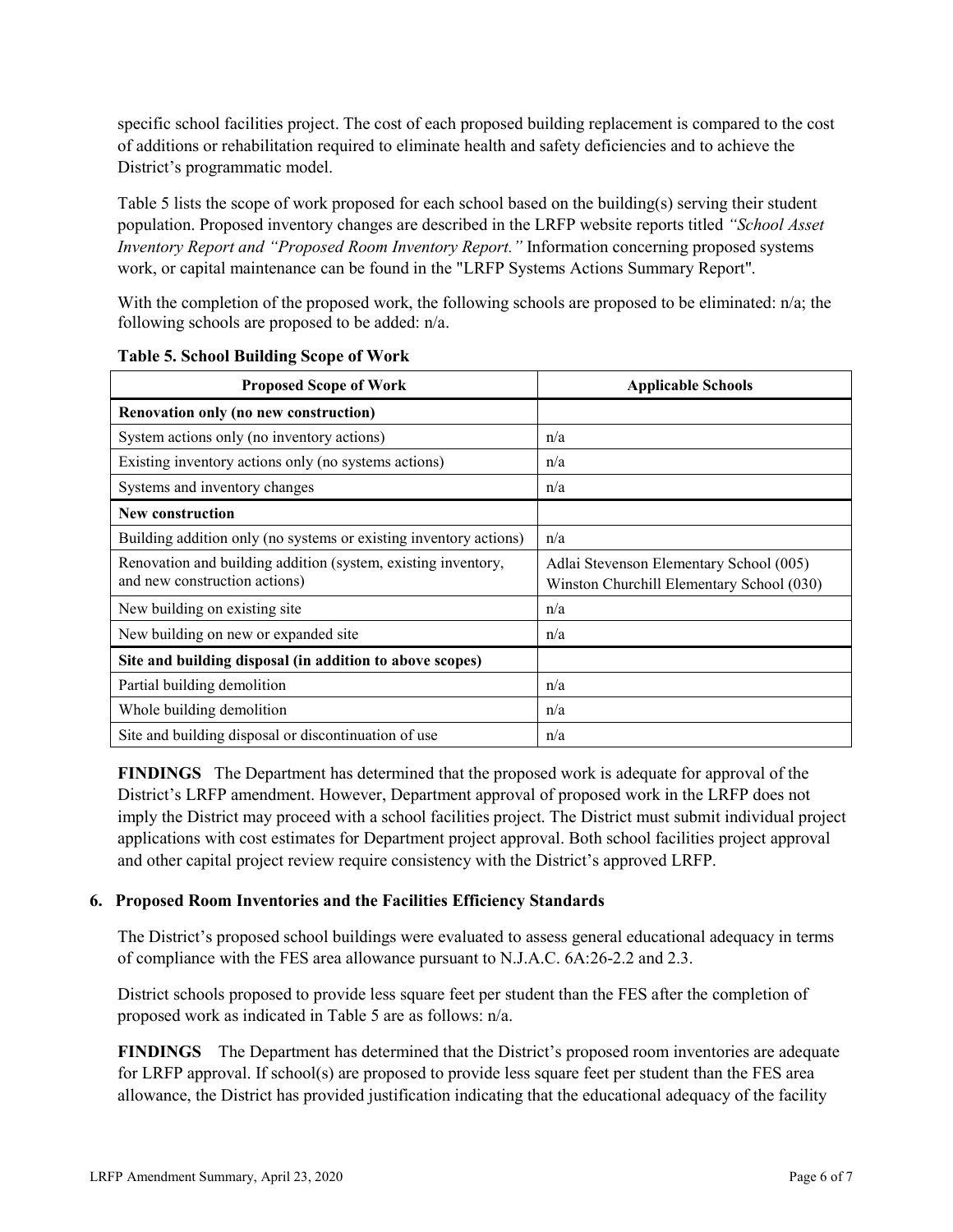specific school facilities project. The cost of each proposed building replacement is compared to the cost of additions or rehabilitation required to eliminate health and safety deficiencies and to achieve the District's programmatic model.

Table 5 lists the scope of work proposed for each school based on the building(s) serving their student population. Proposed inventory changes are described in the LRFP website reports titled *"School Asset Inventory Report and "Proposed Room Inventory Report."* Information concerning proposed systems work, or capital maintenance can be found in the "LRFP Systems Actions Summary Report".

With the completion of the proposed work, the following schools are proposed to be eliminated: n/a; the following schools are proposed to be added: n/a.

**Table 5. School Building Scope of Work**

| Proposed Scope of Work | Applicable Schools |
|---|---|
| **Renovation only (no new construction)** | |
| System actions only (no inventory actions) | n/a |
| Existing inventory actions only (no systems actions) | n/a |
| Systems and inventory changes | n/a |
| **New construction** | |
| Building addition only (no systems or existing inventory actions) | n/a |
| Renovation and building addition (system, existing inventory, and new construction actions) | Adlai Stevenson Elementary School (005)<br>Winston Churchill Elementary School (030) |
| New building on existing site | n/a |
| New building on new or expanded site | n/a |
| **Site and building disposal (in addition to above scopes)** | |
| Partial building demolition | n/a |
| Whole building demolition | n/a |
| Site and building disposal or discontinuation of use | n/a |

**FINDINGS** The Department has determined that the proposed work is adequate for approval of the District's LRFP amendment. However, Department approval of proposed work in the LRFP does not imply the District may proceed with a school facilities project. The District must submit individual project applications with cost estimates for Department project approval. Both school facilities project approval and other capital project review require consistency with the District's approved LRFP.

### 6. Proposed Room Inventories and the Facilities Efficiency Standards

The District's proposed school buildings were evaluated to assess general educational adequacy in terms of compliance with the FES area allowance pursuant to N.J.A.C. 6A:26-2.2 and 2.3.

District schools proposed to provide less square feet per student than the FES after the completion of proposed work as indicated in Table 5 are as follows: n/a.

**FINDINGS** The Department has determined that the District's proposed room inventories are adequate for LRFP approval. If school(s) are proposed to provide less square feet per student than the FES area allowance, the District has provided justification indicating that the educational adequacy of the facility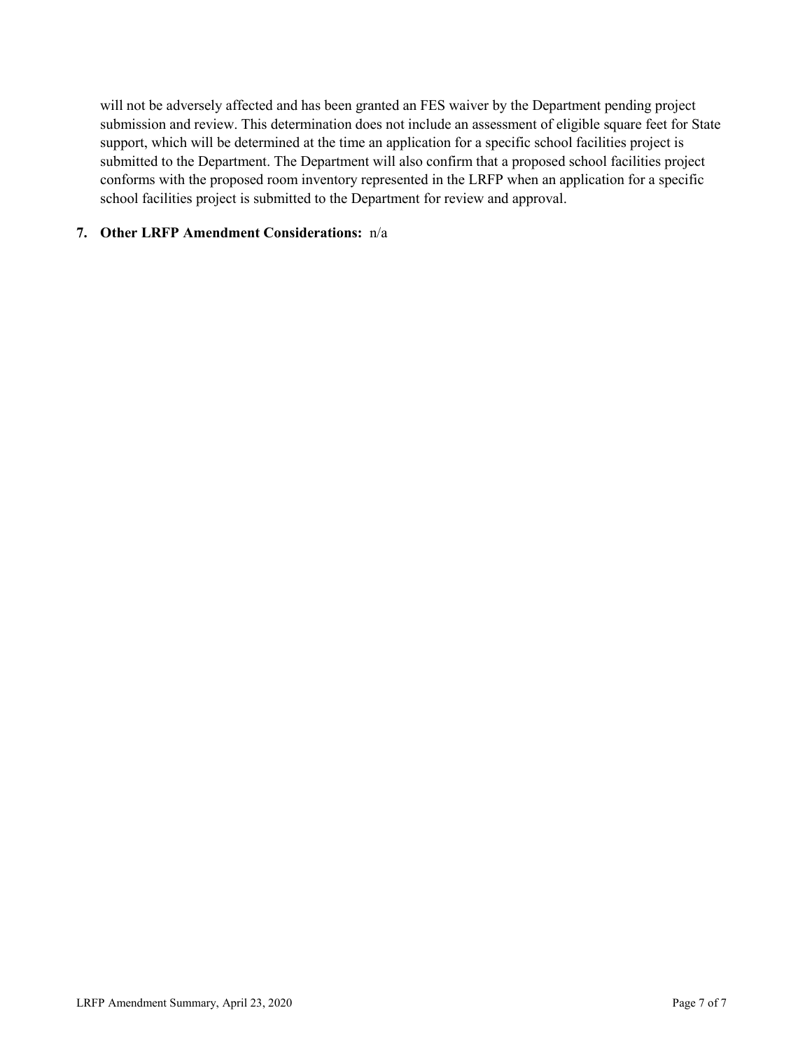will not be adversely affected and has been granted an FES waiver by the Department pending project submission and review. This determination does not include an assessment of eligible square feet for State support, which will be determined at the time an application for a specific school facilities project is submitted to the Department. The Department will also confirm that a proposed school facilities project conforms with the proposed room inventory represented in the LRFP when an application for a specific school facilities project is submitted to the Department for review and approval.

7. **Other LRFP Amendment Considerations:** n/a